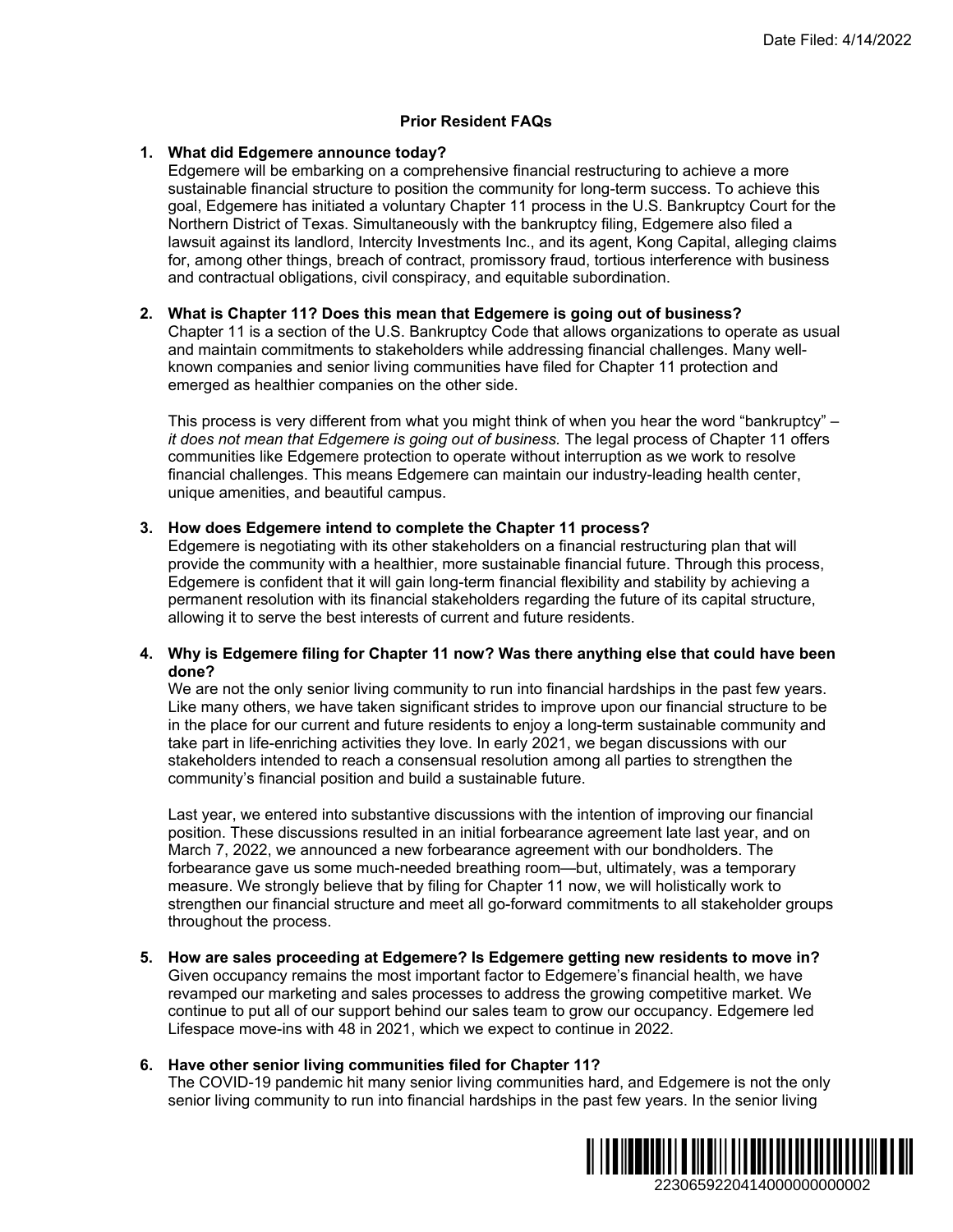## Prior Resident FAQs

1. **What did Edgemere announce today?**
   Edgemere will be embarking on a comprehensive financial restructuring to achieve a more sustainable financial structure to position the community for long-term success. To achieve this goal, Edgemere has initiated a voluntary Chapter 11 process in the U.S. Bankruptcy Court for the Northern District of Texas. Simultaneously with the bankruptcy filing, Edgemere also filed a lawsuit against its landlord, Intercity Investments Inc., and its agent, Kong Capital, alleging claims for, among other things, breach of contract, promissory fraud, tortious interference with business and contractual obligations, civil conspiracy, and equitable subordination.

2. **What is Chapter 11? Does this mean that Edgemere is going out of business?**
   Chapter 11 is a section of the U.S. Bankruptcy Code that allows organizations to operate as usual and maintain commitments to stakeholders while addressing financial challenges. Many well-known companies and senior living communities have filed for Chapter 11 protection and emerged as healthier companies on the other side.

   This process is very different from what you might think of when you hear the word "bankruptcy" – *it does not mean that Edgemere is going out of business.* The legal process of Chapter 11 offers communities like Edgemere protection to operate without interruption as we work to resolve financial challenges. This means Edgemere can maintain our industry-leading health center, unique amenities, and beautiful campus.

3. **How does Edgemere intend to complete the Chapter 11 process?**
   Edgemere is negotiating with its other stakeholders on a financial restructuring plan that will provide the community with a healthier, more sustainable financial future. Through this process, Edgemere is confident that it will gain long-term financial flexibility and stability by achieving a permanent resolution with its financial stakeholders regarding the future of its capital structure, allowing it to serve the best interests of current and future residents.

4. **Why is Edgemere filing for Chapter 11 now? Was there anything else that could have been done?**
   We are not the only senior living community to run into financial hardships in the past few years. Like many others, we have taken significant strides to improve upon our financial structure to be in the place for our current and future residents to enjoy a long-term sustainable community and take part in life-enriching activities they love. In early 2021, we began discussions with our stakeholders intended to reach a consensual resolution among all parties to strengthen the community's financial position and build a sustainable future.

   Last year, we entered into substantive discussions with the intention of improving our financial position. These discussions resulted in an initial forbearance agreement late last year, and on March 7, 2022, we announced a new forbearance agreement with our bondholders. The forbearance gave us some much-needed breathing room—but, ultimately, was a temporary measure. We strongly believe that by filing for Chapter 11 now, we will holistically work to strengthen our financial structure and meet all go-forward commitments to all stakeholder groups throughout the process.

5. **How are sales proceeding at Edgemere? Is Edgemere getting new residents to move in?**
   Given occupancy remains the most important factor to Edgemere's financial health, we have revamped our marketing and sales processes to address the growing competitive market. We continue to put all of our support behind our sales team to grow our occupancy. Edgemere led Lifespace move-ins with 48 in 2021, which we expect to continue in 2022.

6. **Have other senior living communities filed for Chapter 11?**
   The COVID-19 pandemic hit many senior living communities hard, and Edgemere is not the only senior living community to run into financial hardships in the past few years. In the senior living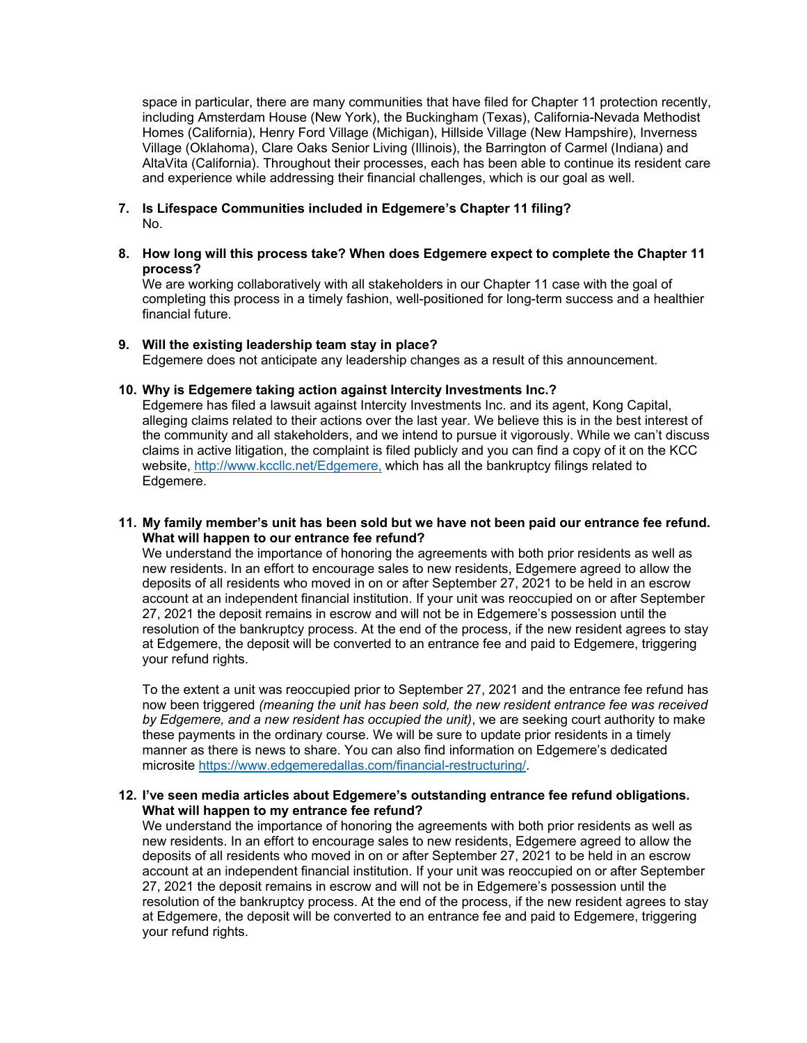space in particular, there are many communities that have filed for Chapter 11 protection recently, including Amsterdam House (New York), the Buckingham (Texas), California-Nevada Methodist Homes (California), Henry Ford Village (Michigan), Hillside Village (New Hampshire), Inverness Village (Oklahoma), Clare Oaks Senior Living (Illinois), the Barrington of Carmel (Indiana) and AltaVita (California). Throughout their processes, each has been able to continue its resident care and experience while addressing their financial challenges, which is our goal as well.

7. **Is Lifespace Communities included in Edgemere's Chapter 11 filing?**
   No.

8. **How long will this process take? When does Edgemere expect to complete the Chapter 11 process?**
   We are working collaboratively with all stakeholders in our Chapter 11 case with the goal of completing this process in a timely fashion, well-positioned for long-term success and a healthier financial future.

9. **Will the existing leadership team stay in place?**
   Edgemere does not anticipate any leadership changes as a result of this announcement.

10. **Why is Edgemere taking action against Intercity Investments Inc.?**
    Edgemere has filed a lawsuit against Intercity Investments Inc. and its agent, Kong Capital, alleging claims related to their actions over the last year. We believe this is in the best interest of the community and all stakeholders, and we intend to pursue it vigorously. While we can't discuss claims in active litigation, the complaint is filed publicly and you can find a copy of it on the KCC website, [http://www.kccllc.net/Edgemere,](http://www.kccllc.net/Edgemere) which has all the bankruptcy filings related to Edgemere.

11. **My family member's unit has been sold but we have not been paid our entrance fee refund. What will happen to our entrance fee refund?**
    We understand the importance of honoring the agreements with both prior residents as well as new residents. In an effort to encourage sales to new residents, Edgemere agreed to allow the deposits of all residents who moved in on or after September 27, 2021 to be held in an escrow account at an independent financial institution. If your unit was reoccupied on or after September 27, 2021 the deposit remains in escrow and will not be in Edgemere's possession until the resolution of the bankruptcy process. At the end of the process, if the new resident agrees to stay at Edgemere, the deposit will be converted to an entrance fee and paid to Edgemere, triggering your refund rights.

    To the extent a unit was reoccupied prior to September 27, 2021 and the entrance fee refund has now been triggered *(meaning the unit has been sold, the new resident entrance fee was received by Edgemere, and a new resident has occupied the unit)*, we are seeking court authority to make these payments in the ordinary course. We will be sure to update prior residents in a timely manner as there is news to share. You can also find information on Edgemere's dedicated microsite [https://www.edgemeredallas.com/financial-restructuring/](https://www.edgemeredallas.com/financial-restructuring/).

12. **I've seen media articles about Edgemere's outstanding entrance fee refund obligations. What will happen to my entrance fee refund?**
    We understand the importance of honoring the agreements with both prior residents as well as new residents. In an effort to encourage sales to new residents, Edgemere agreed to allow the deposits of all residents who moved in on or after September 27, 2021 to be held in an escrow account at an independent financial institution. If your unit was reoccupied on or after September 27, 2021 the deposit remains in escrow and will not be in Edgemere's possession until the resolution of the bankruptcy process. At the end of the process, if the new resident agrees to stay at Edgemere, the deposit will be converted to an entrance fee and paid to Edgemere, triggering your refund rights.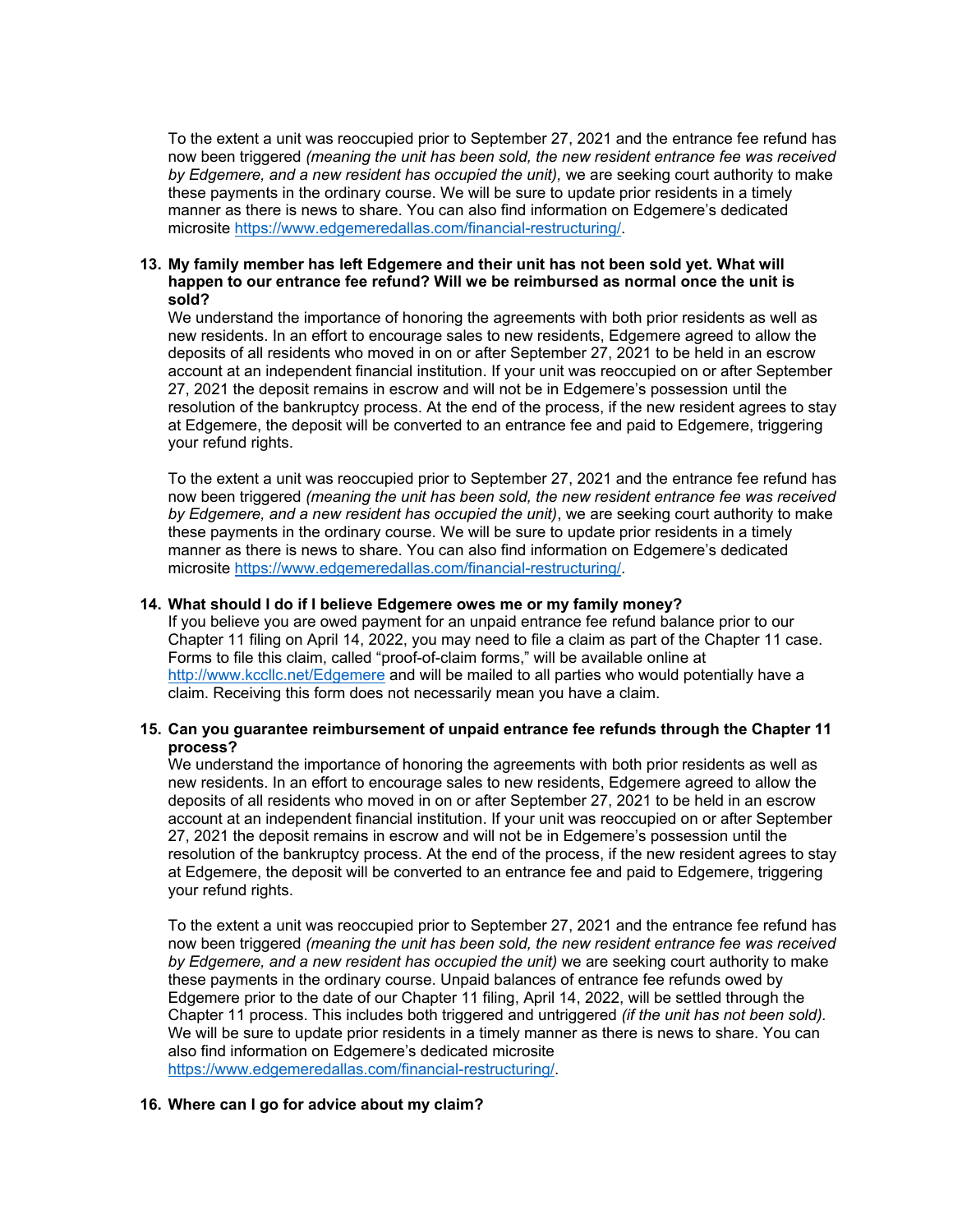To the extent a unit was reoccupied prior to September 27, 2021 and the entrance fee refund has now been triggered *(meaning the unit has been sold, the new resident entrance fee was received by Edgemere, and a new resident has occupied the unit),* we are seeking court authority to make these payments in the ordinary course. We will be sure to update prior residents in a timely manner as there is news to share. You can also find information on Edgemere's dedicated microsite https://www.edgemeredallas.com/financial-restructuring/.

**13. My family member has left Edgemere and their unit has not been sold yet. What will happen to our entrance fee refund? Will we be reimbursed as normal once the unit is sold?**

We understand the importance of honoring the agreements with both prior residents as well as new residents. In an effort to encourage sales to new residents, Edgemere agreed to allow the deposits of all residents who moved in on or after September 27, 2021 to be held in an escrow account at an independent financial institution. If your unit was reoccupied on or after September 27, 2021 the deposit remains in escrow and will not be in Edgemere's possession until the resolution of the bankruptcy process. At the end of the process, if the new resident agrees to stay at Edgemere, the deposit will be converted to an entrance fee and paid to Edgemere, triggering your refund rights.

To the extent a unit was reoccupied prior to September 27, 2021 and the entrance fee refund has now been triggered *(meaning the unit has been sold, the new resident entrance fee was received by Edgemere, and a new resident has occupied the unit)*, we are seeking court authority to make these payments in the ordinary course. We will be sure to update prior residents in a timely manner as there is news to share. You can also find information on Edgemere's dedicated microsite https://www.edgemeredallas.com/financial-restructuring/.

**14. What should I do if I believe Edgemere owes me or my family money?**

If you believe you are owed payment for an unpaid entrance fee refund balance prior to our Chapter 11 filing on April 14, 2022, you may need to file a claim as part of the Chapter 11 case. Forms to file this claim, called "proof-of-claim forms," will be available online at http://www.kccllc.net/Edgemere and will be mailed to all parties who would potentially have a claim. Receiving this form does not necessarily mean you have a claim.

**15. Can you guarantee reimbursement of unpaid entrance fee refunds through the Chapter 11 process?**

We understand the importance of honoring the agreements with both prior residents as well as new residents. In an effort to encourage sales to new residents, Edgemere agreed to allow the deposits of all residents who moved in on or after September 27, 2021 to be held in an escrow account at an independent financial institution. If your unit was reoccupied on or after September 27, 2021 the deposit remains in escrow and will not be in Edgemere's possession until the resolution of the bankruptcy process. At the end of the process, if the new resident agrees to stay at Edgemere, the deposit will be converted to an entrance fee and paid to Edgemere, triggering your refund rights.

To the extent a unit was reoccupied prior to September 27, 2021 and the entrance fee refund has now been triggered *(meaning the unit has been sold, the new resident entrance fee was received by Edgemere, and a new resident has occupied the unit)* we are seeking court authority to make these payments in the ordinary course. Unpaid balances of entrance fee refunds owed by Edgemere prior to the date of our Chapter 11 filing, April 14, 2022, will be settled through the Chapter 11 process. This includes both triggered and untriggered *(if the unit has not been sold).* We will be sure to update prior residents in a timely manner as there is news to share. You can also find information on Edgemere's dedicated microsite https://www.edgemeredallas.com/financial-restructuring/.

**16. Where can I go for advice about my claim?**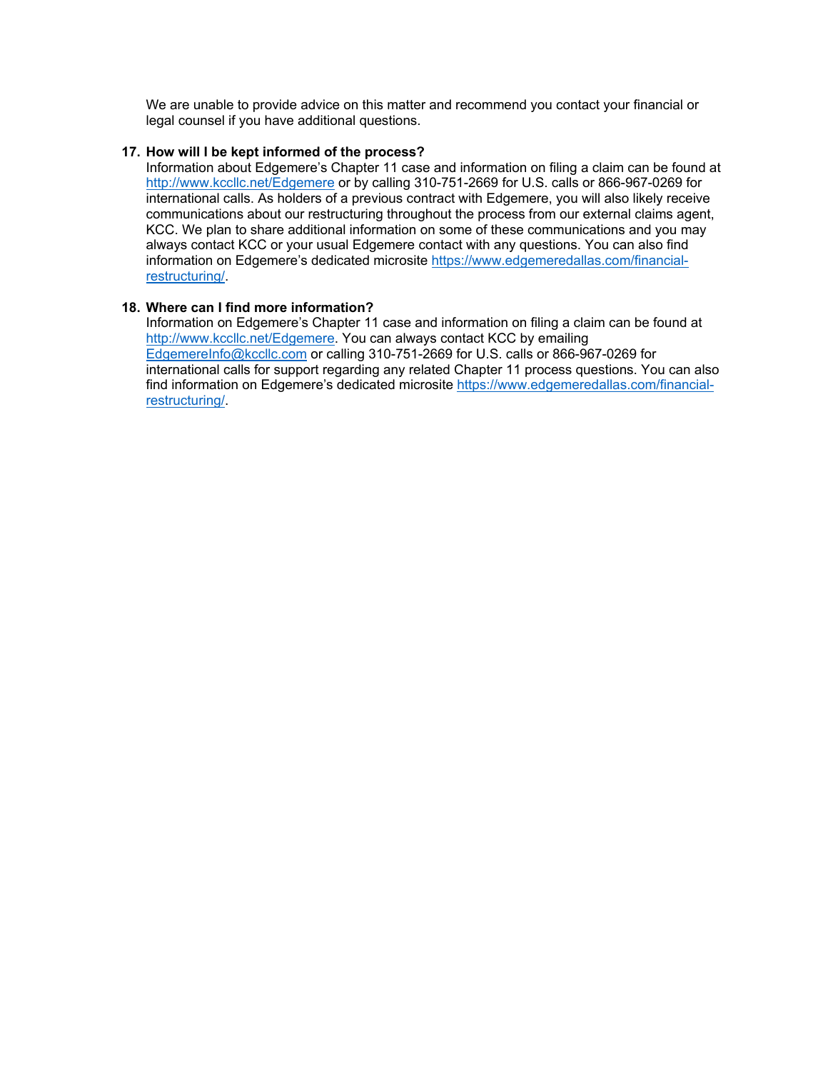We are unable to provide advice on this matter and recommend you contact your financial or legal counsel if you have additional questions.

17. **How will I be kept informed of the process?**
    Information about Edgemere's Chapter 11 case and information on filing a claim can be found at http://www.kccllc.net/Edgemere or by calling 310-751-2669 for U.S. calls or 866-967-0269 for international calls. As holders of a previous contract with Edgemere, you will also likely receive communications about our restructuring throughout the process from our external claims agent, KCC. We plan to share additional information on some of these communications and you may always contact KCC or your usual Edgemere contact with any questions. You can also find information on Edgemere's dedicated microsite https://www.edgemeredallas.com/financial-restructuring/.

18. **Where can I find more information?**
    Information on Edgemere's Chapter 11 case and information on filing a claim can be found at http://www.kccllc.net/Edgemere. You can always contact KCC by emailing EdgemereInfo@kccllc.com or calling 310-751-2669 for U.S. calls or 866-967-0269 for international calls for support regarding any related Chapter 11 process questions. You can also find information on Edgemere's dedicated microsite https://www.edgemeredallas.com/financial-restructuring/.